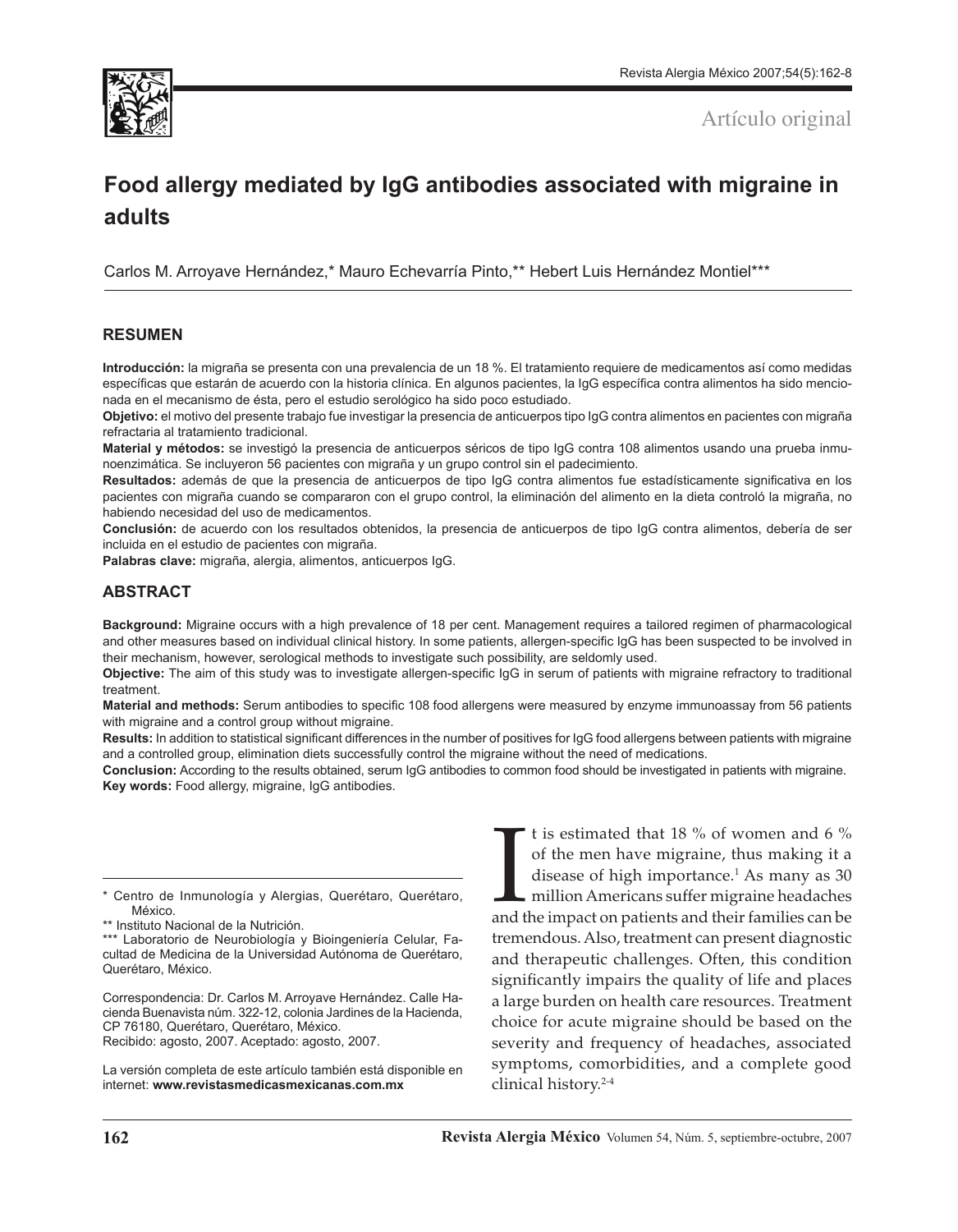Artículo original

# Food allergy mediated by IgG antibodies associated with migraine in adults

Carlos M. Arroyave Hernández,* Mauro Echevarría Pinto,** Hebert Luis Hernández Montiel***

## RESUMEN

**Introducción:** la migraña se presenta con una prevalencia de un 18 %. El tratamiento requiere de medicamentos así como medidas específicas que estarán de acuerdo con la historia clínica. En algunos pacientes, la IgG específica contra alimentos ha sido mencionada en el mecanismo de ésta, pero el estudio serológico ha sido poco estudiado.

**Objetivo:** el motivo del presente trabajo fue investigar la presencia de anticuerpos tipo IgG contra alimentos en pacientes con migraña refractaria al tratamiento tradicional.

**Material y métodos:** se investigó la presencia de anticuerpos séricos de tipo IgG contra 108 alimentos usando una prueba inmunoenzimática. Se incluyeron 56 pacientes con migraña y un grupo control sin el padecimiento.

**Resultados:** además de que la presencia de anticuerpos de tipo IgG contra alimentos fue estadísticamente significativa en los pacientes con migraña cuando se compararon con el grupo control, la eliminación del alimento en la dieta controló la migraña, no habiendo necesidad del uso de medicamentos.

**Conclusión:** de acuerdo con los resultados obtenidos, la presencia de anticuerpos de tipo IgG contra alimentos, debería de ser incluida en el estudio de pacientes con migraña.

**Palabras clave:** migraña, alergia, alimentos, anticuerpos IgG.

## ABSTRACT

**Background:** Migraine occurs with a high prevalence of 18 per cent. Management requires a tailored regimen of pharmacological and other measures based on individual clinical history. In some patients, allergen-specific IgG has been suspected to be involved in their mechanism, however, serological methods to investigate such possibility, are seldomly used.

**Objective:** The aim of this study was to investigate allergen-specific IgG in serum of patients with migraine refractory to traditional treatment.

**Material and methods:** Serum antibodies to specific 108 food allergens were measured by enzyme immunoassay from 56 patients with migraine and a control group without migraine.

**Results:** In addition to statistical significant differences in the number of positives for IgG food allergens between patients with migraine and a controlled group, elimination diets successfully control the migraine without the need of medications.

**Conclusion:** According to the results obtained, serum IgG antibodies to common food should be investigated in patients with migraine.

**Key words:** Food allergy, migraine, IgG antibodies.

It is estimated that 18 % of women and 6 % of the men have migraine, thus making it a disease of high importance.[1] As many as 30 million Americans suffer migraine headaches and the impact on patients and their families can be tremendous. Also, treatment can present diagnostic and therapeutic challenges. Often, this condition significantly impairs the quality of life and places a large burden on health care resources. Treatment choice for acute migraine should be based on the severity and frequency of headaches, associated symptoms, comorbidities, and a complete good clinical history.[2-4]

---

\* Centro de Inmunología y Alergias, Querétaro, Querétaro, México.

\*\* Instituto Nacional de la Nutrición.

\*\*\* Laboratorio de Neurobiología y Bioingeniería Celular, Facultad de Medicina de la Universidad Autónoma de Querétaro, Querétaro, México.

Correspondencia: Dr. Carlos M. Arroyave Hernández. Calle Hacienda Buenavista núm. 322-12, colonia Jardines de la Hacienda, CP 76180, Querétaro, Querétaro, México.
Recibido: agosto, 2007. Aceptado: agosto, 2007.

La versión completa de este artículo también está disponible en internet: **www.revistasmedicasmexicanas.com.mx**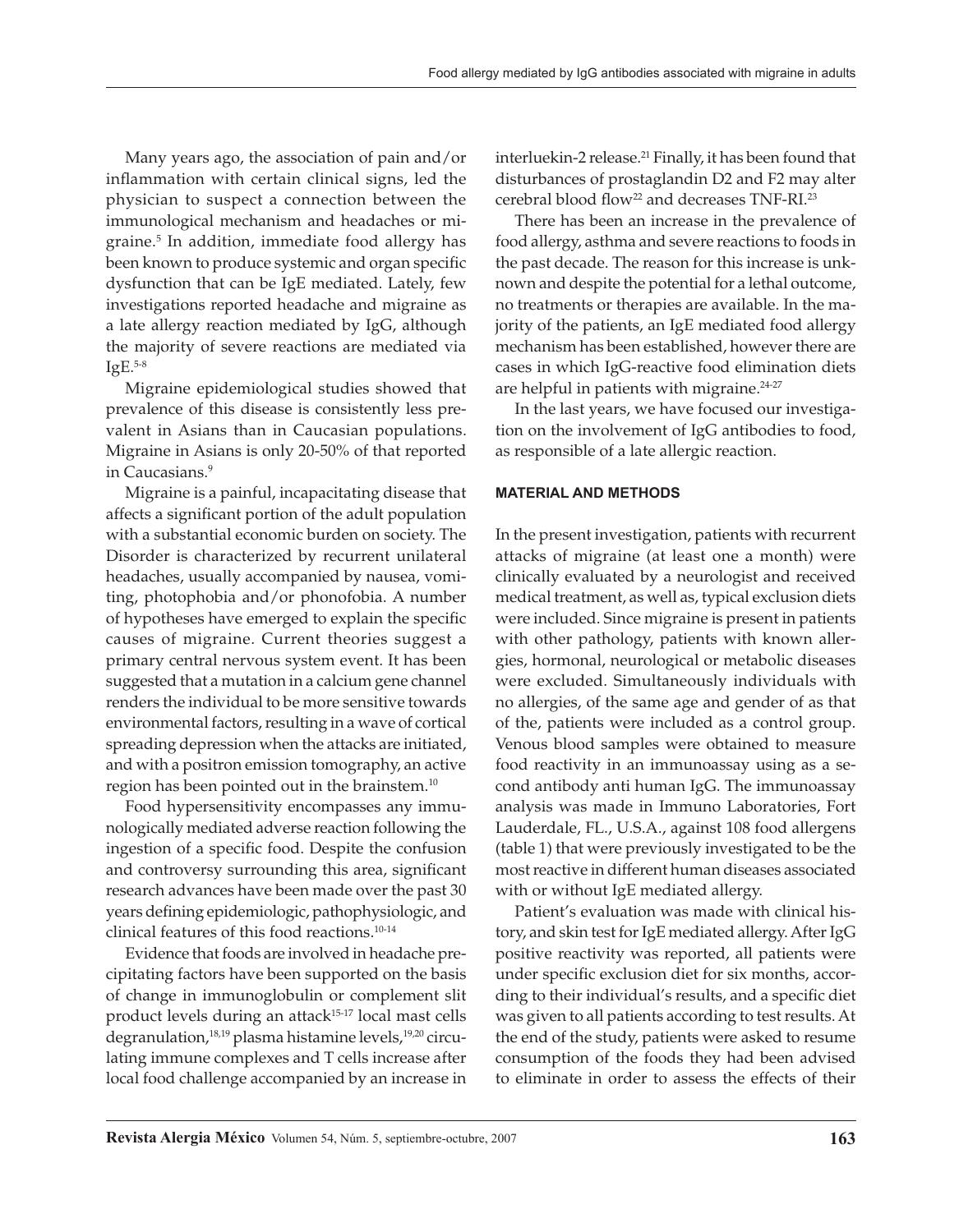Many years ago, the association of pain and/or inflammation with certain clinical signs, led the physician to suspect a connection between the immunological mechanism and headaches or migraine.[5] In addition, immediate food allergy has been known to produce systemic and organ specific dysfunction that can be IgE mediated. Lately, few investigations reported headache and migraine as a late allergy reaction mediated by IgG, although the majority of severe reactions are mediated via IgE.[5-8]

Migraine epidemiological studies showed that prevalence of this disease is consistently less prevalent in Asians than in Caucasian populations. Migraine in Asians is only 20-50% of that reported in Caucasians.[9]

Migraine is a painful, incapacitating disease that affects a significant portion of the adult population with a substantial economic burden on society. The Disorder is characterized by recurrent unilateral headaches, usually accompanied by nausea, vomiting, photophobia and/or phonofobia. A number of hypotheses have emerged to explain the specific causes of migraine. Current theories suggest a primary central nervous system event. It has been suggested that a mutation in a calcium gene channel renders the individual to be more sensitive towards environmental factors, resulting in a wave of cortical spreading depression when the attacks are initiated, and with a positron emission tomography, an active region has been pointed out in the brainstem.[10]

Food hypersensitivity encompasses any immunologically mediated adverse reaction following the ingestion of a specific food. Despite the confusion and controversy surrounding this area, significant research advances have been made over the past 30 years defining epidemiologic, pathophysiologic, and clinical features of this food reactions.[10-14]

Evidence that foods are involved in headache precipitating factors have been supported on the basis of change in immunoglobulin or complement slit product levels during an attack[15-17] local mast cells degranulation,[18,19] plasma histamine levels,[19,20] circulating immune complexes and T cells increase after local food challenge accompanied by an increase in interluekin-2 release.[21] Finally, it has been found that disturbances of prostaglandin D2 and F2 may alter cerebral blood flow[22] and decreases TNF-RI.[23]

There has been an increase in the prevalence of food allergy, asthma and severe reactions to foods in the past decade. The reason for this increase is unknown and despite the potential for a lethal outcome, no treatments or therapies are available. In the majority of the patients, an IgE mediated food allergy mechanism has been established, however there are cases in which IgG-reactive food elimination diets are helpful in patients with migraine.[24-27]

In the last years, we have focused our investigation on the involvement of IgG antibodies to food, as responsible of a late allergic reaction.

## MATERIAL AND METHODS

In the present investigation, patients with recurrent attacks of migraine (at least one a month) were clinically evaluated by a neurologist and received medical treatment, as well as, typical exclusion diets were included. Since migraine is present in patients with other pathology, patients with known allergies, hormonal, neurological or metabolic diseases were excluded. Simultaneously individuals with no allergies, of the same age and gender of as that of the, patients were included as a control group. Venous blood samples were obtained to measure food reactivity in an immunoassay using as a second antibody anti human IgG. The immunoassay analysis was made in Immuno Laboratories, Fort Lauderdale, FL., U.S.A., against 108 food allergens (table 1) that were previously investigated to be the most reactive in different human diseases associated with or without IgE mediated allergy.

Patient's evaluation was made with clinical history, and skin test for IgE mediated allergy. After IgG positive reactivity was reported, all patients were under specific exclusion diet for six months, according to their individual's results, and a specific diet was given to all patients according to test results. At the end of the study, patients were asked to resume consumption of the foods they had been advised to eliminate in order to assess the effects of their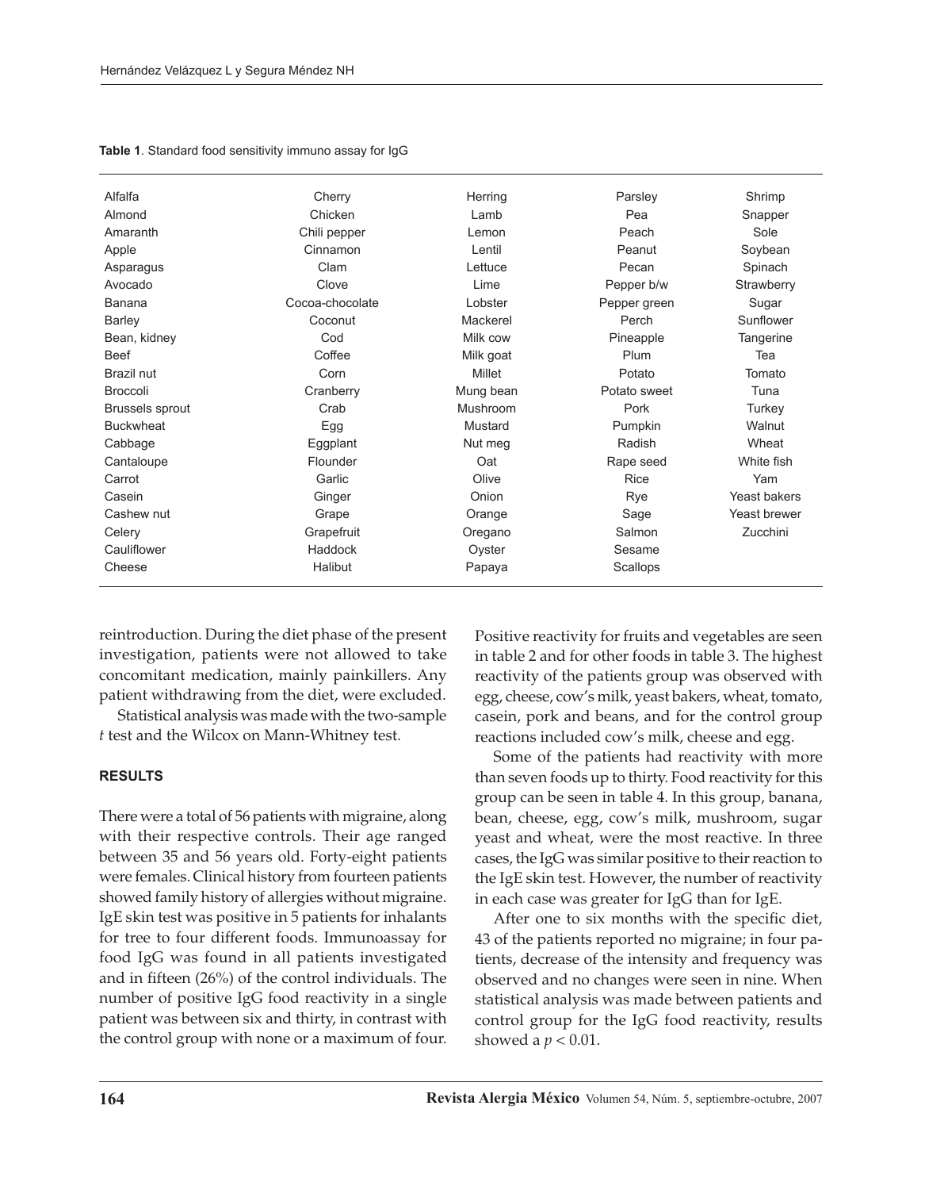**Table 1**. Standard food sensitivity immuno assay for IgG

| | | | | |
|---|---|---|---|---|
| Alfalfa | Cherry | Herring | Parsley | Shrimp |
| Almond | Chicken | Lamb | Pea | Snapper |
| Amaranth | Chili pepper | Lemon | Peach | Sole |
| Apple | Cinnamon | Lentil | Peanut | Soybean |
| Asparagus | Clam | Lettuce | Pecan | Spinach |
| Avocado | Clove | Lime | Pepper b/w | Strawberry |
| Banana | Cocoa-chocolate | Lobster | Pepper green | Sugar |
| Barley | Coconut | Mackerel | Perch | Sunflower |
| Bean, kidney | Cod | Milk cow | Pineapple | Tangerine |
| Beef | Coffee | Milk goat | Plum | Tea |
| Brazil nut | Corn | Millet | Potato | Tomato |
| Broccoli | Cranberry | Mung bean | Potato sweet | Tuna |
| Brussels sprout | Crab | Mushroom | Pork | Turkey |
| Buckwheat | Egg | Mustard | Pumpkin | Walnut |
| Cabbage | Eggplant | Nut meg | Radish | Wheat |
| Cantaloupe | Flounder | Oat | Rape seed | White fish |
| Carrot | Garlic | Olive | Rice | Yam |
| Casein | Ginger | Onion | Rye | Yeast bakers |
| Cashew nut | Grape | Orange | Sage | Yeast brewer |
| Celery | Grapefruit | Oregano | Salmon | Zucchini |
| Cauliflower | Haddock | Oyster | Sesame | |
| Cheese | Halibut | Papaya | Scallops | |

reintroduction. During the diet phase of the present investigation, patients were not allowed to take concomitant medication, mainly painkillers. Any patient withdrawing from the diet, were excluded.

Statistical analysis was made with the two-sample *t* test and the Wilcox on Mann-Whitney test.

## RESULTS

There were a total of 56 patients with migraine, along with their respective controls. Their age ranged between 35 and 56 years old. Forty-eight patients were females. Clinical history from fourteen patients showed family history of allergies without migraine. IgE skin test was positive in 5 patients for inhalants for tree to four different foods. Immunoassay for food IgG was found in all patients investigated and in fifteen (26%) of the control individuals. The number of positive IgG food reactivity in a single patient was between six and thirty, in contrast with the control group with none or a maximum of four.

Positive reactivity for fruits and vegetables are seen in table 2 and for other foods in table 3. The highest reactivity of the patients group was observed with egg, cheese, cow's milk, yeast bakers, wheat, tomato, casein, pork and beans, and for the control group reactions included cow's milk, cheese and egg.

Some of the patients had reactivity with more than seven foods up to thirty. Food reactivity for this group can be seen in table 4. In this group, banana, bean, cheese, egg, cow's milk, mushroom, sugar yeast and wheat, were the most reactive. In three cases, the IgG was similar positive to their reaction to the IgE skin test. However, the number of reactivity in each case was greater for IgG than for IgE.

After one to six months with the specific diet, 43 of the patients reported no migraine; in four patients, decrease of the intensity and frequency was observed and no changes were seen in nine. When statistical analysis was made between patients and control group for the IgG food reactivity, results showed a $p < 0.01$.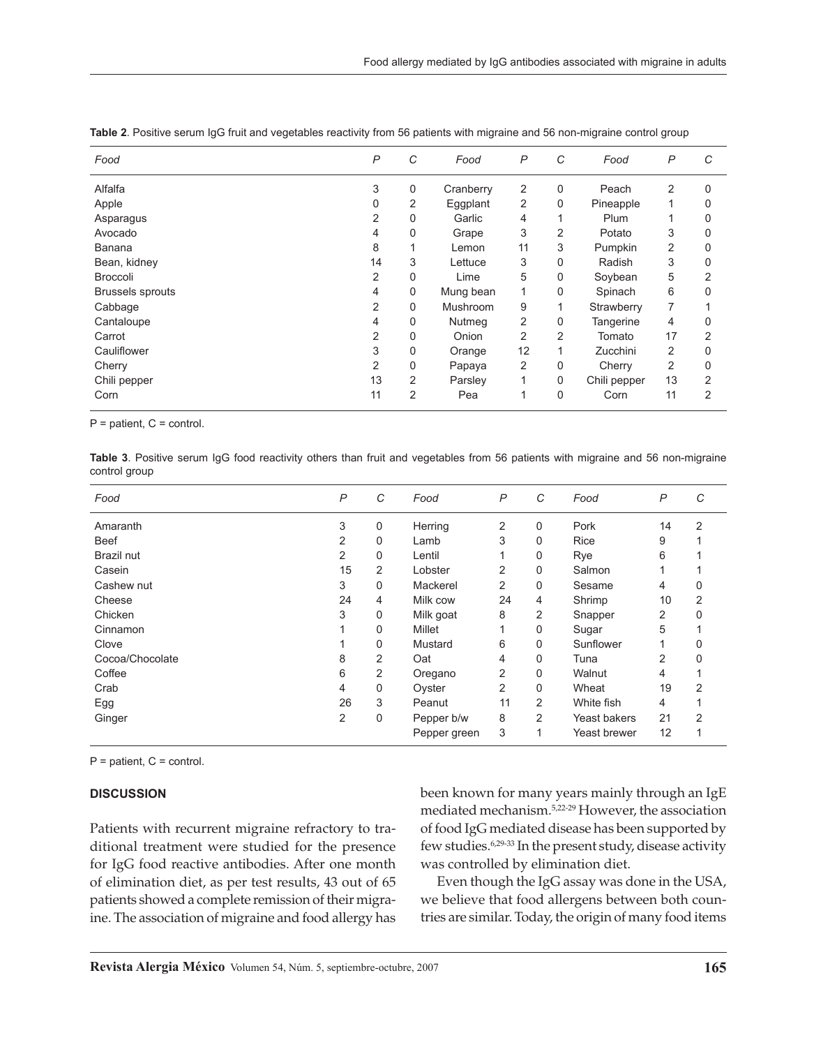**Table 2**. Positive serum IgG fruit and vegetables reactivity from 56 patients with migraine and 56 non-migraine control group

| *Food* | *P* | *C* | *Food* | *P* | *C* | *Food* | *P* | *C* |
|---|---|---|---|---|---|---|---|---|
| Alfalfa | 3 | 0 | Cranberry | 2 | 0 | Peach | 2 | 0 |
| Apple | 0 | 2 | Eggplant | 2 | 0 | Pineapple | 1 | 0 |
| Asparagus | 2 | 0 | Garlic | 4 | 1 | Plum | 1 | 0 |
| Avocado | 4 | 0 | Grape | 3 | 2 | Potato | 3 | 0 |
| Banana | 8 | 1 | Lemon | 11 | 3 | Pumpkin | 2 | 0 |
| Bean, kidney | 14 | 3 | Lettuce | 3 | 0 | Radish | 3 | 0 |
| Broccoli | 2 | 0 | Lime | 5 | 0 | Soybean | 5 | 2 |
| Brussels sprouts | 4 | 0 | Mung bean | 1 | 0 | Spinach | 6 | 0 |
| Cabbage | 2 | 0 | Mushroom | 9 | 1 | Strawberry | 7 | 1 |
| Cantaloupe | 4 | 0 | Nutmeg | 2 | 0 | Tangerine | 4 | 0 |
| Carrot | 2 | 0 | Onion | 2 | 2 | Tomato | 17 | 2 |
| Cauliflower | 3 | 0 | Orange | 12 | 1 | Zucchini | 2 | 0 |
| Cherry | 2 | 0 | Papaya | 2 | 0 | Cherry | 2 | 0 |
| Chili pepper | 13 | 2 | Parsley | 1 | 0 | Chili pepper | 13 | 2 |
| Corn | 11 | 2 | Pea | 1 | 0 | Corn | 11 | 2 |

P = patient, C = control.

**Table 3**. Positive serum IgG food reactivity others than fruit and vegetables from 56 patients with migraine and 56 non-migraine control group

| *Food* | *P* | *C* | *Food* | *P* | *C* | *Food* | *P* | *C* |
|---|---|---|---|---|---|---|---|---|
| Amaranth | 3 | 0 | Herring | 2 | 0 | Pork | 14 | 2 |
| Beef | 2 | 0 | Lamb | 3 | 0 | Rice | 9 | 1 |
| Brazil nut | 2 | 0 | Lentil | 1 | 0 | Rye | 6 | 1 |
| Casein | 15 | 2 | Lobster | 2 | 0 | Salmon | 1 | 1 |
| Cashew nut | 3 | 0 | Mackerel | 2 | 0 | Sesame | 4 | 0 |
| Cheese | 24 | 4 | Milk cow | 24 | 4 | Shrimp | 10 | 2 |
| Chicken | 3 | 0 | Milk goat | 8 | 2 | Snapper | 2 | 0 |
| Cinnamon | 1 | 0 | Millet | 1 | 0 | Sugar | 5 | 1 |
| Clove | 1 | 0 | Mustard | 6 | 0 | Sunflower | 1 | 0 |
| Cocoa/Chocolate | 8 | 2 | Oat | 4 | 0 | Tuna | 2 | 0 |
| Coffee | 6 | 2 | Oregano | 2 | 0 | Walnut | 4 | 1 |
| Crab | 4 | 0 | Oyster | 2 | 0 | Wheat | 19 | 2 |
| Egg | 26 | 3 | Peanut | 11 | 2 | White fish | 4 | 1 |
| Ginger | 2 | 0 | Pepper b/w | 8 | 2 | Yeast bakers | 21 | 2 |
| | | | Pepper green | 3 | 1 | Yeast brewer | 12 | 1 |

P = patient, C = control.

## DISCUSSION

Patients with recurrent migraine refractory to traditional treatment were studied for the presence for IgG food reactive antibodies. After one month of elimination diet, as per test results, 43 out of 65 patients showed a complete remission of their migraine. The association of migraine and food allergy has been known for many years mainly through an IgE mediated mechanism.[5,22-29] However, the association of food IgG mediated disease has been supported by few studies.[6,29-33] In the present study, disease activity was controlled by elimination diet.

Even though the IgG assay was done in the USA, we believe that food allergens between both countries are similar. Today, the origin of many food items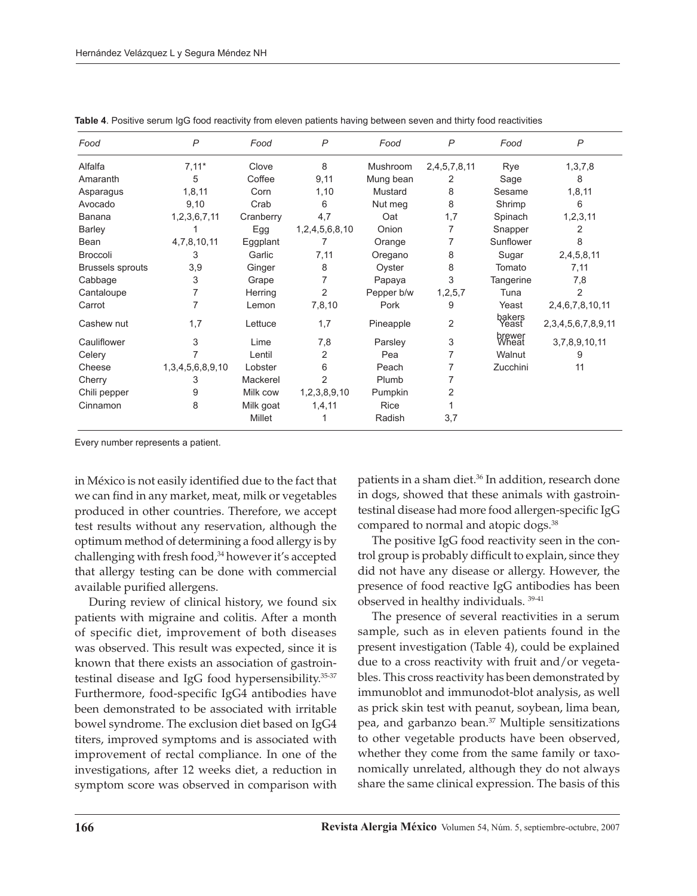**Table 4**. Positive serum IgG food reactivity from eleven patients having between seven and thirty food reactivities

| Food | P | Food | P | Food | P | Food | P |
|---|---|---|---|---|---|---|---|
| Alfalfa | 7,11* | Clove | 8 | Mushroom | 2,4,5,7,8,11 | Rye | 1,3,7,8 |
| Amaranth | 5 | Coffee | 9,11 | Mung bean | 2 | Sage | 8 |
| Asparagus | 1,8,11 | Corn | 1,10 | Mustard | 8 | Sesame | 1,8,11 |
| Avocado | 9,10 | Crab | 6 | Nut meg | 8 | Shrimp | 6 |
| Banana | 1,2,3,6,7,11 | Cranberry | 4,7 | Oat | 1,7 | Spinach | 1,2,3,11 |
| Barley | 1 | Egg | 1,2,4,5,6,8,10 | Onion | 7 | Snapper | 2 |
| Bean | 4,7,8,10,11 | Eggplant | 7 | Orange | 7 | Sunflower | 8 |
| Broccoli | 3 | Garlic | 7,11 | Oregano | 8 | Sugar | 2,4,5,8,11 |
| Brussels sprouts | 3,9 | Ginger | 8 | Oyster | 8 | Tomato | 7,11 |
| Cabbage | 3 | Grape | 7 | Papaya | 3 | Tangerine | 7,8 |
| Cantaloupe | 7 | Herring | 2 | Pepper b/w | 1,2,5,7 | Tuna | 2 |
| Carrot | 7 | Lemon | 7,8,10 | Pork | 9 | Yeast bakers | 2,4,6,7,8,10,11 |
| Cashew nut | 1,7 | Lettuce | 1,7 | Pineapple | 2 | Yeast brewer | 2,3,4,5,6,7,8,9,11 |
| Cauliflower | 3 | Lime | 7,8 | Parsley | 3 | Wheat | 3,7,8,9,10,11 |
| Celery | 7 | Lentil | 2 | Pea | 7 | Walnut | 9 |
| Cheese | 1,3,4,5,6,8,9,10 | Lobster | 6 | Peach | 7 | Zucchini | 11 |
| Cherry | 3 | Mackerel | 2 | Plumb | 7 | | |
| Chili pepper | 9 | Milk cow | 1,2,3,8,9,10 | Pumpkin | 2 | | |
| Cinnamon | 8 | Milk goat | 1,4,11 | Rice | 1 | | |
| | | Millet | 1 | Radish | 3,7 | | |

Every number represents a patient.

in México is not easily identified due to the fact that we can find in any market, meat, milk or vegetables produced in other countries. Therefore, we accept test results without any reservation, although the optimum method of determining a food allergy is by challenging with fresh food,[34] however it's accepted that allergy testing can be done with commercial available purified allergens.

During review of clinical history, we found six patients with migraine and colitis. After a month of specific diet, improvement of both diseases was observed. This result was expected, since it is known that there exists an association of gastrointestinal disease and IgG food hypersensibility.[35-37] Furthermore, food-specific IgG4 antibodies have been demonstrated to be associated with irritable bowel syndrome. The exclusion diet based on IgG4 titers, improved symptoms and is associated with improvement of rectal compliance. In one of the investigations, after 12 weeks diet, a reduction in symptom score was observed in comparison with patients in a sham diet.[36] In addition, research done in dogs, showed that these animals with gastrointestinal disease had more food allergen-specific IgG compared to normal and atopic dogs.[38]

The positive IgG food reactivity seen in the control group is probably difficult to explain, since they did not have any disease or allergy. However, the presence of food reactive IgG antibodies has been observed in healthy individuals.[39-41]

The presence of several reactivities in a serum sample, such as in eleven patients found in the present investigation (Table 4), could be explained due to a cross reactivity with fruit and/or vegetables. This cross reactivity has been demonstrated by immunoblot and immunodot-blot analysis, as well as prick skin test with peanut, soybean, lima bean, pea, and garbanzo bean.[37] Multiple sensitizations to other vegetable products have been observed, whether they come from the same family or taxonomically unrelated, although they do not always share the same clinical expression. The basis of this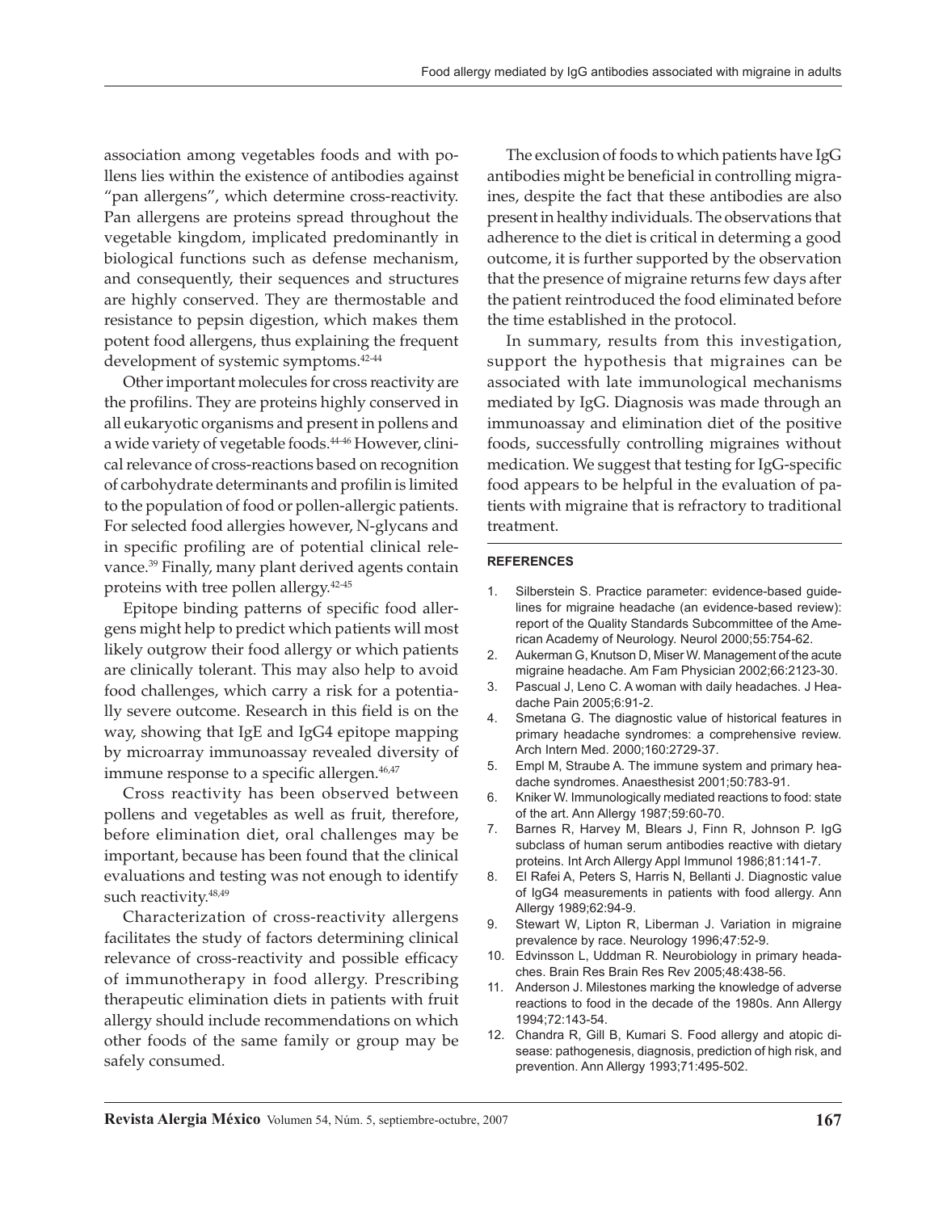association among vegetables foods and with pollens lies within the existence of antibodies against "pan allergens", which determine cross-reactivity. Pan allergens are proteins spread throughout the vegetable kingdom, implicated predominantly in biological functions such as defense mechanism, and consequently, their sequences and structures are highly conserved. They are thermostable and resistance to pepsin digestion, which makes them potent food allergens, thus explaining the frequent development of systemic symptoms.[42-44]

Other important molecules for cross reactivity are the profilins. They are proteins highly conserved in all eukaryotic organisms and present in pollens and a wide variety of vegetable foods.[44-46] However, clinical relevance of cross-reactions based on recognition of carbohydrate determinants and profilin is limited to the population of food or pollen-allergic patients. For selected food allergies however, N-glycans and in specific profiling are of potential clinical relevance.[39] Finally, many plant derived agents contain proteins with tree pollen allergy.[42-45]

Epitope binding patterns of specific food allergens might help to predict which patients will most likely outgrow their food allergy or which patients are clinically tolerant. This may also help to avoid food challenges, which carry a risk for a potentially severe outcome. Research in this field is on the way, showing that IgE and IgG4 epitope mapping by microarray immunoassay revealed diversity of immune response to a specific allergen.[46,47]

Cross reactivity has been observed between pollens and vegetables as well as fruit, therefore, before elimination diet, oral challenges may be important, because has been found that the clinical evaluations and testing was not enough to identify such reactivity.[48,49]

Characterization of cross-reactivity allergens facilitates the study of factors determining clinical relevance of cross-reactivity and possible efficacy of immunotherapy in food allergy. Prescribing therapeutic elimination diets in patients with fruit allergy should include recommendations on which other foods of the same family or group may be safely consumed.

The exclusion of foods to which patients have IgG antibodies might be beneficial in controlling migraines, despite the fact that these antibodies are also present in healthy individuals. The observations that adherence to the diet is critical in determing a good outcome, it is further supported by the observation that the presence of migraine returns few days after the patient reintroduced the food eliminated before the time established in the protocol.

In summary, results from this investigation, support the hypothesis that migraines can be associated with late immunological mechanisms mediated by IgG. Diagnosis was made through an immunoassay and elimination diet of the positive foods, successfully controlling migraines without medication. We suggest that testing for IgG-specific food appears to be helpful in the evaluation of patients with migraine that is refractory to traditional treatment.

## REFERENCES

1. Silberstein S. Practice parameter: evidence-based guidelines for migraine headache (an evidence-based review): report of the Quality Standards Subcommittee of the American Academy of Neurology. Neurol 2000;55:754-62.
2. Aukerman G, Knutson D, Miser W. Management of the acute migraine headache. Am Fam Physician 2002;66:2123-30.
3. Pascual J, Leno C. A woman with daily headaches. J Headache Pain 2005;6:91-2.
4. Smetana G. The diagnostic value of historical features in primary headache syndromes: a comprehensive review. Arch Intern Med. 2000;160:2729-37.
5. Empl M, Straube A. The immune system and primary headache syndromes. Anaesthesist 2001;50:783-91.
6. Kniker W. Immunologically mediated reactions to food: state of the art. Ann Allergy 1987;59:60-70.
7. Barnes R, Harvey M, Blears J, Finn R, Johnson P. IgG subclass of human serum antibodies reactive with dietary proteins. Int Arch Allergy Appl Immunol 1986;81:141-7.
8. El Rafei A, Peters S, Harris N, Bellanti J. Diagnostic value of IgG4 measurements in patients with food allergy. Ann Allergy 1989;62:94-9.
9. Stewart W, Lipton R, Liberman J. Variation in migraine prevalence by race. Neurology 1996;47:52-9.
10. Edvinsson L, Uddman R. Neurobiology in primary headaches. Brain Res Brain Res Rev 2005;48:438-56.
11. Anderson J. Milestones marking the knowledge of adverse reactions to food in the decade of the 1980s. Ann Allergy 1994;72:143-54.
12. Chandra R, Gill B, Kumari S. Food allergy and atopic disease: pathogenesis, diagnosis, prediction of high risk, and prevention. Ann Allergy 1993;71:495-502.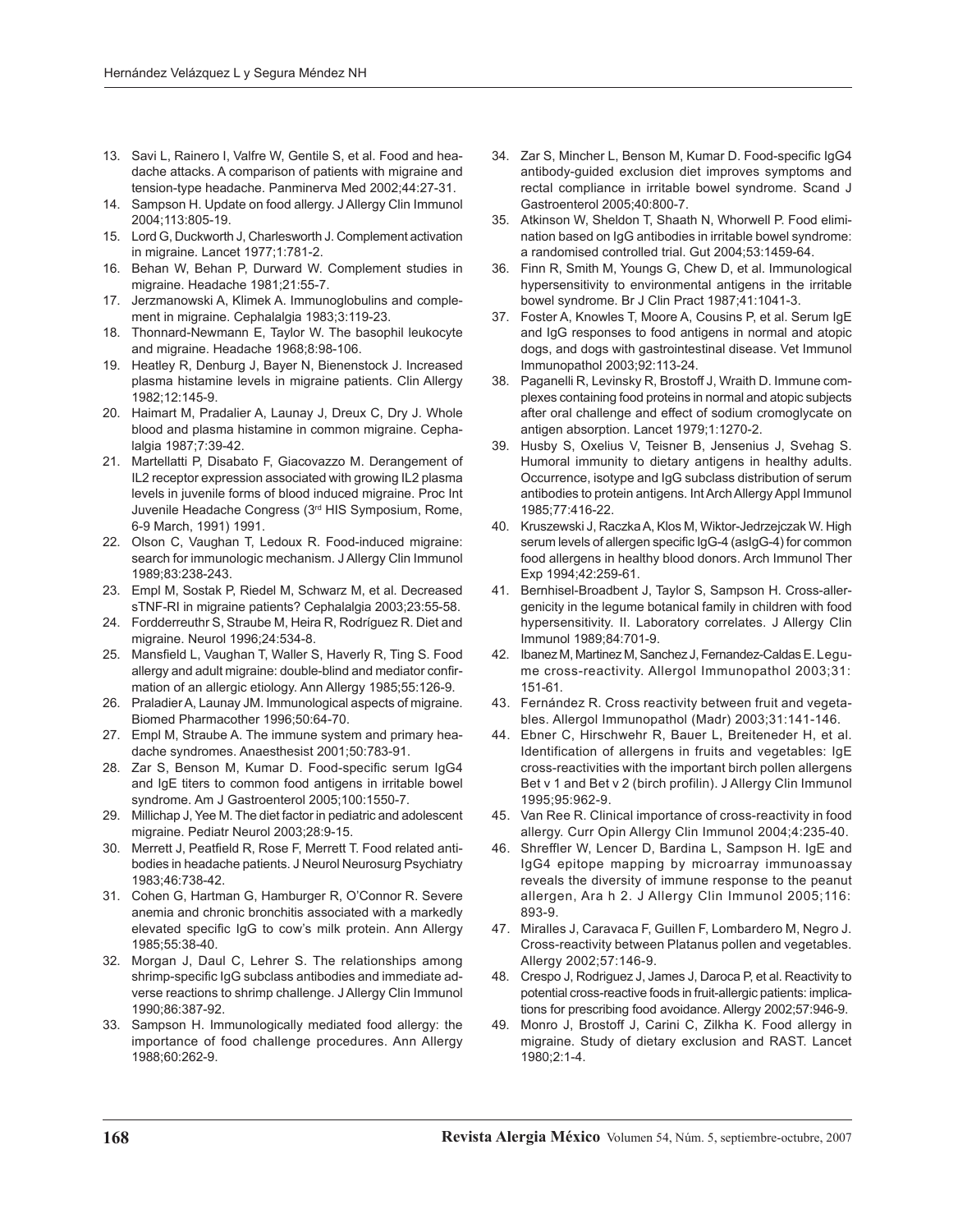13. Savi L, Rainero I, Valfre W, Gentile S, et al. Food and headache attacks. A comparison of patients with migraine and tension-type headache. Panminerva Med 2002;44:27-31.
14. Sampson H. Update on food allergy. J Allergy Clin Immunol 2004;113:805-19.
15. Lord G, Duckworth J, Charlesworth J. Complement activation in migraine. Lancet 1977;1:781-2.
16. Behan W, Behan P, Durward W. Complement studies in migraine. Headache 1981;21:55-7.
17. Jerzmanowski A, Klimek A. Immunoglobulins and complement in migraine. Cephalalgia 1983;3:119-23.
18. Thonnard-Newmann E, Taylor W. The basophil leukocyte and migraine. Headache 1968;8:98-106.
19. Heatley R, Denburg J, Bayer N, Bienenstock J. Increased plasma histamine levels in migraine patients. Clin Allergy 1982;12:145-9.
20. Haimart M, Pradalier A, Launay J, Dreux C, Dry J. Whole blood and plasma histamine in common migraine. Cephalalgia 1987;7:39-42.
21. Martellatti P, Disabato F, Giacovazzo M. Derangement of IL2 receptor expression associated with growing IL2 plasma levels in juvenile forms of blood induced migraine. Proc Int Juvenile Headache Congress (3rd HIS Symposium, Rome, 6-9 March, 1991) 1991.
22. Olson C, Vaughan T, Ledoux R. Food-induced migraine: search for immunologic mechanism. J Allergy Clin Immunol 1989;83:238-243.
23. Empl M, Sostak P, Riedel M, Schwarz M, et al. Decreased sTNF-RI in migraine patients? Cephalalgia 2003;23:55-58.
24. Fordderreuthr S, Straube M, Heira R, Rodríguez R. Diet and migraine. Neurol 1996;24:534-8.
25. Mansfield L, Vaughan T, Waller S, Haverly R, Ting S. Food allergy and adult migraine: double-blind and mediator confirmation of an allergic etiology. Ann Allergy 1985;55:126-9.
26. Praladier A, Launay JM. Immunological aspects of migraine. Biomed Pharmacother 1996;50:64-70.
27. Empl M, Straube A. The immune system and primary headache syndromes. Anaesthesist 2001;50:783-91.
28. Zar S, Benson M, Kumar D. Food-specific serum IgG4 and IgE titers to common food antigens in irritable bowel syndrome. Am J Gastroenterol 2005;100:1550-7.
29. Millichap J, Yee M. The diet factor in pediatric and adolescent migraine. Pediatr Neurol 2003;28:9-15.
30. Merrett J, Peatfield R, Rose F, Merrett T. Food related antibodies in headache patients. J Neurol Neurosurg Psychiatry 1983;46:738-42.
31. Cohen G, Hartman G, Hamburger R, O'Connor R. Severe anemia and chronic bronchitis associated with a markedly elevated specific IgG to cow's milk protein. Ann Allergy 1985;55:38-40.
32. Morgan J, Daul C, Lehrer S. The relationships among shrimp-specific IgG subclass antibodies and immediate adverse reactions to shrimp challenge. J Allergy Clin Immunol 1990;86:387-92.
33. Sampson H. Immunologically mediated food allergy: the importance of food challenge procedures. Ann Allergy 1988;60:262-9.
34. Zar S, Mincher L, Benson M, Kumar D. Food-specific IgG4 antibody-guided exclusion diet improves symptoms and rectal compliance in irritable bowel syndrome. Scand J Gastroenterol 2005;40:800-7.
35. Atkinson W, Sheldon T, Shaath N, Whorwell P. Food elimination based on IgG antibodies in irritable bowel syndrome: a randomised controlled trial. Gut 2004;53:1459-64.
36. Finn R, Smith M, Youngs G, Chew D, et al. Immunological hypersensitivity to environmental antigens in the irritable bowel syndrome. Br J Clin Pract 1987;41:1041-3.
37. Foster A, Knowles T, Moore A, Cousins P, et al. Serum IgE and IgG responses to food antigens in normal and atopic dogs, and dogs with gastrointestinal disease. Vet Immunol Immunopathol 2003;92:113-24.
38. Paganelli R, Levinsky R, Brostoff J, Wraith D. Immune complexes containing food proteins in normal and atopic subjects after oral challenge and effect of sodium cromoglycate on antigen absorption. Lancet 1979;1:1270-2.
39. Husby S, Oxelius V, Teisner B, Jensenius J, Svehag S. Humoral immunity to dietary antigens in healthy adults. Occurrence, isotype and IgG subclass distribution of serum antibodies to protein antigens. Int Arch Allergy Appl Immunol 1985;77:416-22.
40. Kruszewski J, Raczka A, Klos M, Wiktor-Jedrzejczak W. High serum levels of allergen specific IgG-4 (asIgG-4) for common food allergens in healthy blood donors. Arch Immunol Ther Exp 1994;42:259-61.
41. Bernhisel-Broadbent J, Taylor S, Sampson H. Cross-allergenicity in the legume botanical family in children with food hypersensitivity. II. Laboratory correlates. J Allergy Clin Immunol 1989;84:701-9.
42. Ibanez M, Martinez M, Sanchez J, Fernandez-Caldas E. Legume cross-reactivity. Allergol Immunopathol 2003;31: 151-61.
43. Fernández R. Cross reactivity between fruit and vegetables. Allergol Immunopathol (Madr) 2003;31:141-146.
44. Ebner C, Hirschwehr R, Bauer L, Breiteneder H, et al. Identification of allergens in fruits and vegetables: IgE cross-reactivities with the important birch pollen allergens Bet v 1 and Bet v 2 (birch profilin). J Allergy Clin Immunol 1995;95:962-9.
45. Van Ree R. Clinical importance of cross-reactivity in food allergy. Curr Opin Allergy Clin Immunol 2004;4:235-40.
46. Shreffler W, Lencer D, Bardina L, Sampson H. IgE and IgG4 epitope mapping by microarray immunoassay reveals the diversity of immune response to the peanut allergen, Ara h 2. J Allergy Clin Immunol 2005;116: 893-9.
47. Miralles J, Caravaca F, Guillen F, Lombardero M, Negro J. Cross-reactivity between Platanus pollen and vegetables. Allergy 2002;57:146-9.
48. Crespo J, Rodriguez J, James J, Daroca P, et al. Reactivity to potential cross-reactive foods in fruit-allergic patients: implications for prescribing food avoidance. Allergy 2002;57:946-9.
49. Monro J, Brostoff J, Carini C, Zilkha K. Food allergy in migraine. Study of dietary exclusion and RAST. Lancet 1980;2:1-4.